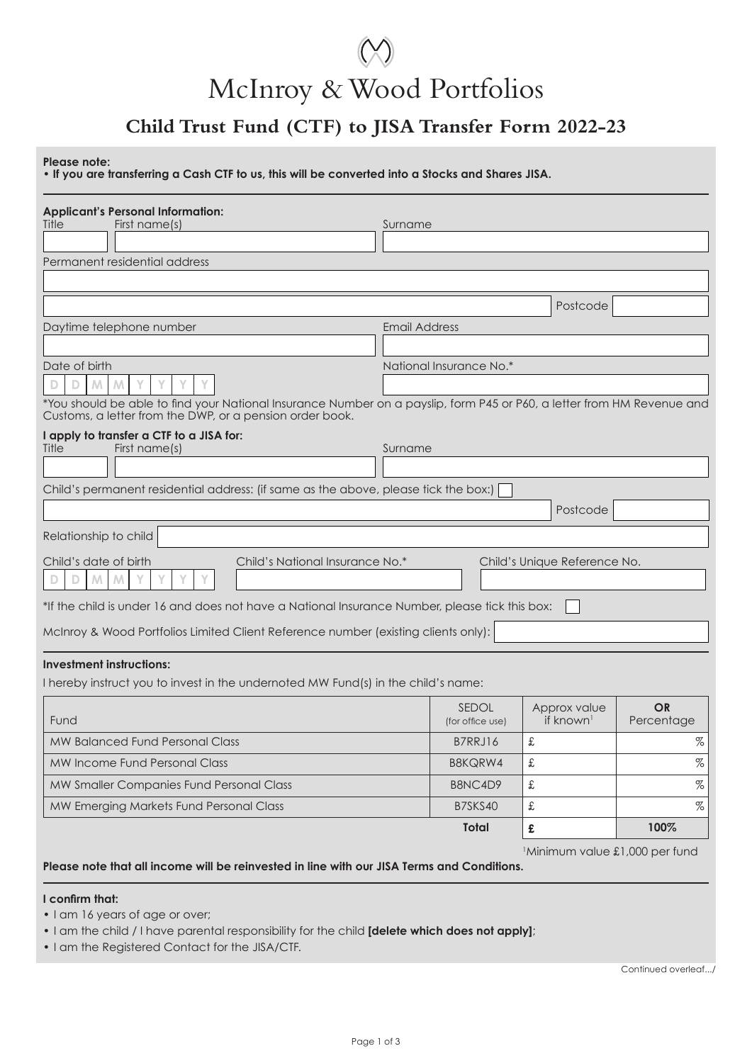# McInroy & Wood Portfolios

## Child Trust Fund (CTF) to JISA Transfer Form 2022-23

**Please note:**

- **If you are transferring a Cash CTF to us, this will be converted into a Stocks and Shares JISA.**

**Applicant's Personal Information:**

Title | First name(s) | Surname

Permanent residential address

Postcode

Daytime telephone number | Email Address

Date of birth D D M M Y Y Y Y | National Insurance No.*

*You should be able to find your National Insurance Number on a payslip, form P45 or P60, a letter from HM Revenue and Customs, a letter from the DWP, or a pension order book.

**I apply to transfer a CTF to a JISA for:**

Title | First name(s) | Surname

Child's permanent residential address: (if same as the above, please tick the box:) ☐

Postcode

Relationship to child

Child's date of birth D D M M Y Y Y Y | Child's National Insurance No.* | Child's Unique Reference No.

*If the child is under 16 and does not have a National Insurance Number, please tick this box: ☐

McInroy & Wood Portfolios Limited Client Reference number (existing clients only):

**Investment instructions:**

I hereby instruct you to invest in the undernoted MW Fund(s) in the child's name:

| Fund | SEDOL (for office use) | Approx value if known[1] | **OR** Percentage |
|---|---|---|---|
| MW Balanced Fund Personal Class | B7RRJ16 | £ | % |
| MW Income Fund Personal Class | B8KQRW4 | £ | % |
| MW Smaller Companies Fund Personal Class | B8NC4D9 | £ | % |
| MW Emerging Markets Fund Personal Class | B7SKS40 | £ | % |
| | **Total** | **£** | **100%** |

[1]Minimum value £1,000 per fund

**Please note that all income will be reinvested in line with our JISA Terms and Conditions.**

**I confirm that:**

- I am 16 years of age or over;
- I am the child / I have parental responsibility for the child **[delete which does not apply]**;
- I am the Registered Contact for the JISA/CTF.

Continued overleaf.../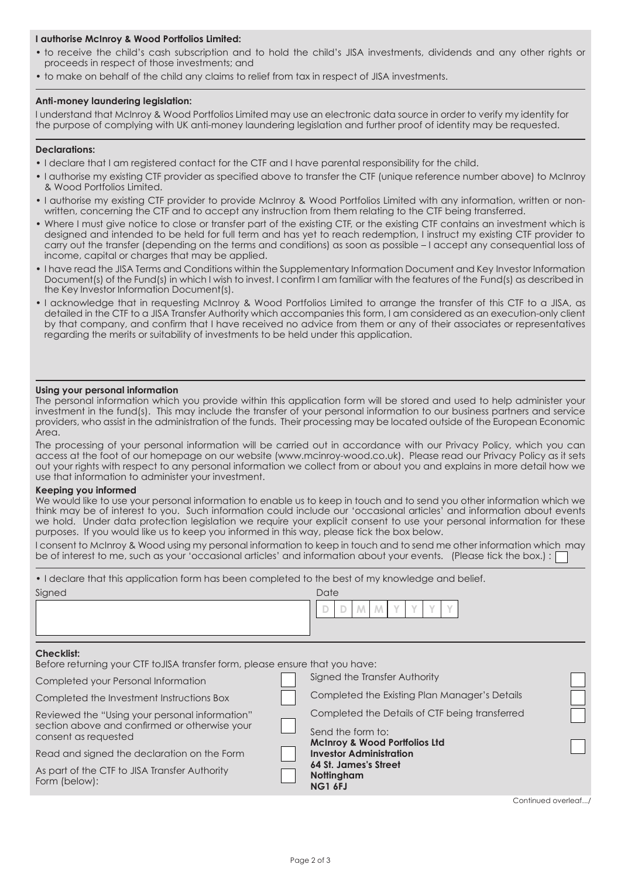**I authorise McInroy & Wood Portfolios Limited:**

- to receive the child's cash subscription and to hold the child's JISA investments, dividends and any other rights or proceeds in respect of those investments; and
- to make on behalf of the child any claims to relief from tax in respect of JISA investments.

**Anti-money laundering legislation:**

I understand that McInroy & Wood Portfolios Limited may use an electronic data source in order to verify my identity for the purpose of complying with UK anti-money laundering legislation and further proof of identity may be requested.

**Declarations:**

- I declare that I am registered contact for the CTF and I have parental responsibility for the child.
- I authorise my existing CTF provider as specified above to transfer the CTF (unique reference number above) to McInroy & Wood Portfolios Limited.
- I authorise my existing CTF provider to provide McInroy & Wood Portfolios Limited with any information, written or non-written, concerning the CTF and to accept any instruction from them relating to the CTF being transferred.
- Where I must give notice to close or transfer part of the existing CTF, or the existing CTF contains an investment which is designed and intended to be held for full term and has yet to reach redemption, I instruct my existing CTF provider to carry out the transfer (depending on the terms and conditions) as soon as possible – I accept any consequential loss of income, capital or charges that may be applied.
- I have read the JISA Terms and Conditions within the Supplementary Information Document and Key Investor Information Document(s) of the Fund(s) in which I wish to invest. I confirm I am familiar with the features of the Fund(s) as described in the Key Investor Information Document(s).
- I acknowledge that in requesting McInroy & Wood Portfolios Limited to arrange the transfer of this CTF to a JISA, as detailed in the CTF to a JISA Transfer Authority which accompanies this form, I am considered as an execution-only client by that company, and confirm that I have received no advice from them or any of their associates or representatives regarding the merits or suitability of investments to be held under this application.

**Using your personal information**

The personal information which you provide within this application form will be stored and used to help administer your investment in the fund(s). This may include the transfer of your personal information to our business partners and service providers, who assist in the administration of the funds. Their processing may be located outside of the European Economic Area.

The processing of your personal information will be carried out in accordance with our Privacy Policy, which you can access at the foot of our homepage on our website (www.mcinroy-wood.co.uk). Please read our Privacy Policy as it sets out your rights with respect to any personal information we collect from or about you and explains in more detail how we use that information to administer your investment.

**Keeping you informed**

We would like to use your personal information to enable us to keep in touch and to send you other information which we think may be of interest to you. Such information could include our 'occasional articles' and information about events we hold. Under data protection legislation we require your explicit consent to use your personal information for these purposes. If you would like us to keep you informed in this way, please tick the box below.

I consent to McInroy & Wood using my personal information to keep in touch and to send me other information which may be of interest to me, such as your 'occasional articles' and information about your events. (Please tick the box.) : ☐

- I declare that this application form has been completed to the best of my knowledge and belief.

Signed

Date D D M M Y Y Y Y

**Checklist:**

Before returning your CTF toJISA transfer form, please ensure that you have:

- ☐ Completed your Personal Information
- ☐ Completed the Investment Instructions Box
- ☐ Reviewed the "Using your personal information" section above and confirmed or otherwise your consent as requested
- ☐ Read and signed the declaration on the Form
- ☐ As part of the CTF to JISA Transfer Authority Form (below):
- ☐ Signed the Transfer Authority
- ☐ Completed the Existing Plan Manager's Details
- ☐ Completed the Details of CTF being transferred
- ☐ Send the form to:
  **McInroy & Wood Portfolios Ltd**
  **Investor Administration**
  **64 St. James's Street**
  **Nottingham**
  **NG1 6FJ**

Continued overleaf.../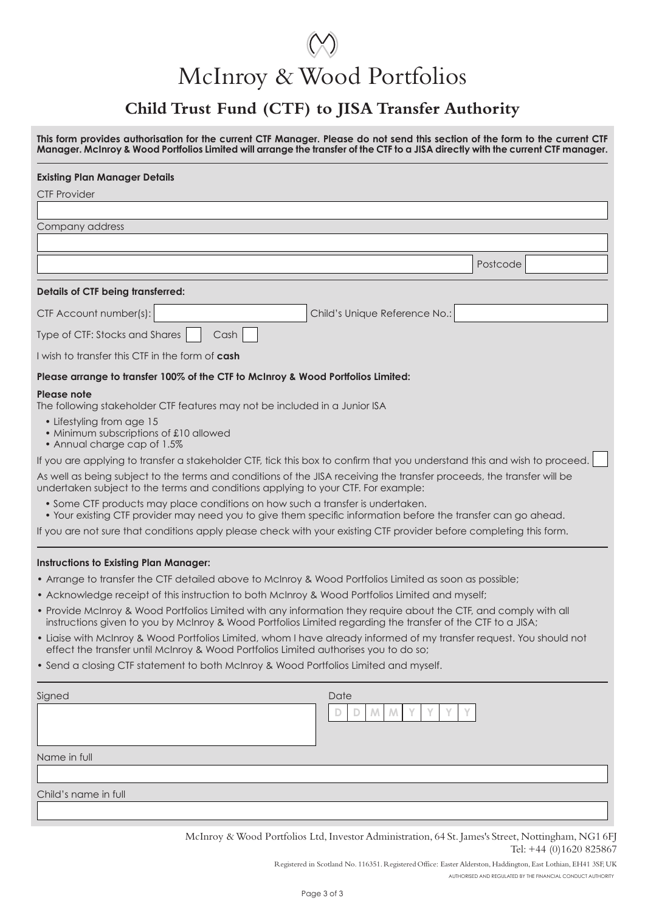# McInroy & Wood Portfolios

## Child Trust Fund (CTF) to JISA Transfer Authority

**This form provides authorisation for the current CTF Manager. Please do not send this section of the form to the current CTF Manager. McInroy & Wood Portfolios Limited will arrange the transfer of the CTF to a JISA directly with the current CTF manager.**

**Existing Plan Manager Details**

CTF Provider

Company address

Postcode

**Details of CTF being transferred:**

CTF Account number(s): Child's Unique Reference No.:

Type of CTF: Stocks and Shares ☐ Cash ☐

I wish to transfer this CTF in the form of **cash**

**Please arrange to transfer 100% of the CTF to McInroy & Wood Portfolios Limited:**

**Please note**

The following stakeholder CTF features may not be included in a Junior ISA

- Lifestyling from age 15
- Minimum subscriptions of £10 allowed
- Annual charge cap of 1.5%

If you are applying to transfer a stakeholder CTF, tick this box to confirm that you understand this and wish to proceed. ☐

As well as being subject to the terms and conditions of the JISA receiving the transfer proceeds, the transfer will be undertaken subject to the terms and conditions applying to your CTF. For example:

- Some CTF products may place conditions on how such a transfer is undertaken.
- Your existing CTF provider may need you to give them specific information before the transfer can go ahead.

If you are not sure that conditions apply please check with your existing CTF provider before completing this form.

**Instructions to Existing Plan Manager:**

- Arrange to transfer the CTF detailed above to McInroy & Wood Portfolios Limited as soon as possible;
- Acknowledge receipt of this instruction to both McInroy & Wood Portfolios Limited and myself;
- Provide McInroy & Wood Portfolios Limited with any information they require about the CTF, and comply with all instructions given to you by McInroy & Wood Portfolios Limited regarding the transfer of the CTF to a JISA;
- Liaise with McInroy & Wood Portfolios Limited, whom I have already informed of my transfer request. You should not effect the transfer until McInroy & Wood Portfolios Limited authorises you to do so;
- Send a closing CTF statement to both McInroy & Wood Portfolios Limited and myself.

Signed

Date D D M M Y Y Y Y

Name in full

Child's name in full

McInroy & Wood Portfolios Ltd, Investor Administration, 64 St. James's Street, Nottingham, NG1 6FJ
Tel: +44 (0)1620 825867

Registered in Scotland No. 116351. Registered Office: Easter Alderston, Haddington, East Lothian, EH41 3SF, UK

AUTHORISED AND REGULATED BY THE FINANCIAL CONDUCT AUTHORITY